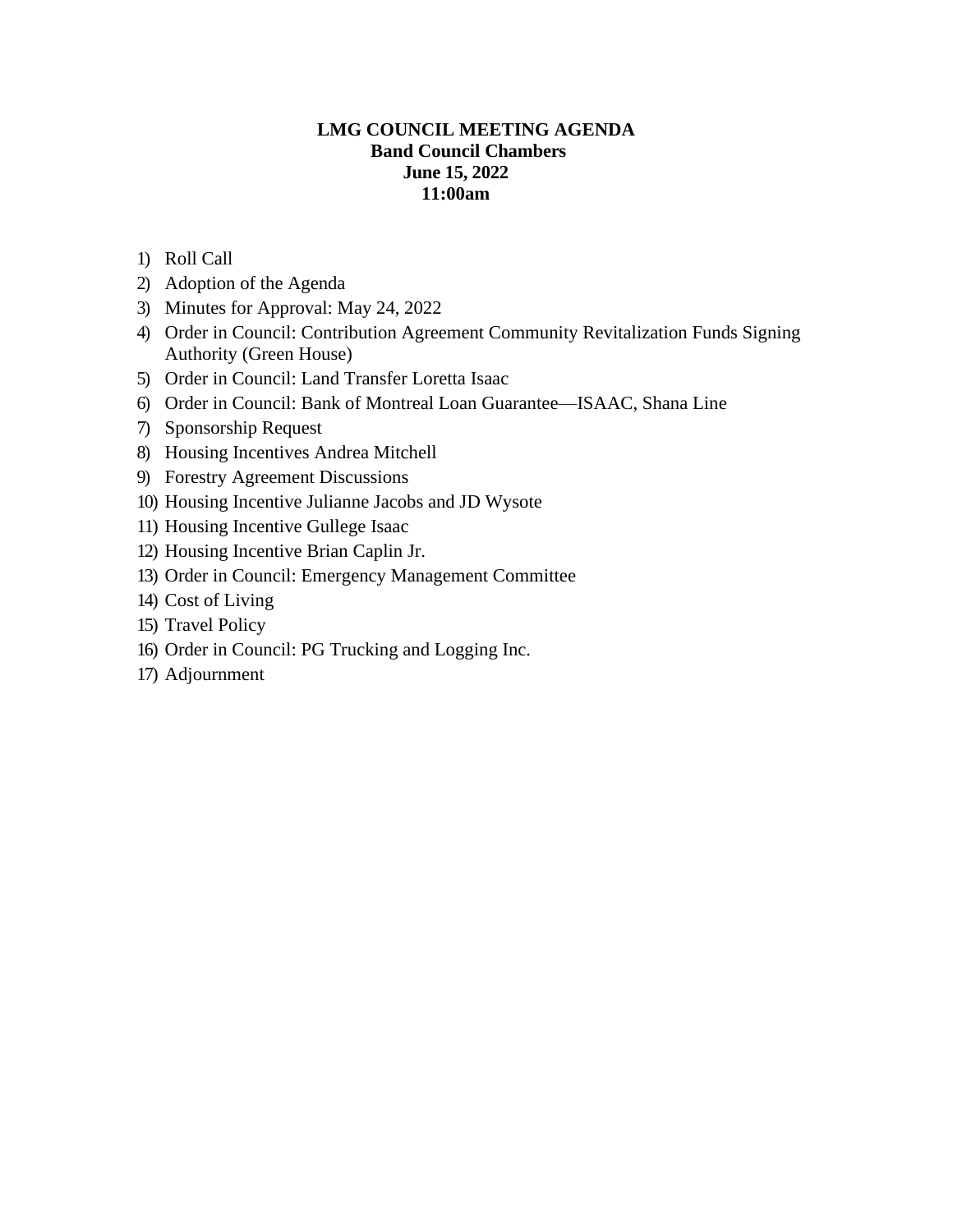**LMG COUNCIL MEETING AGENDA**
**Band Council Chambers**
**June 15, 2022**
**11:00am**

1) Roll Call
2) Adoption of the Agenda
3) Minutes for Approval: May 24, 2022
4) Order in Council: Contribution Agreement Community Revitalization Funds Signing Authority (Green House)
5) Order in Council: Land Transfer Loretta Isaac
6) Order in Council: Bank of Montreal Loan Guarantee—ISAAC, Shana Line
7) Sponsorship Request
8) Housing Incentives Andrea Mitchell
9) Forestry Agreement Discussions
10) Housing Incentive Julianne Jacobs and JD Wysote
11) Housing Incentive Gullege Isaac
12) Housing Incentive Brian Caplin Jr.
13) Order in Council: Emergency Management Committee
14) Cost of Living
15) Travel Policy
16) Order in Council: PG Trucking and Logging Inc.
17) Adjournment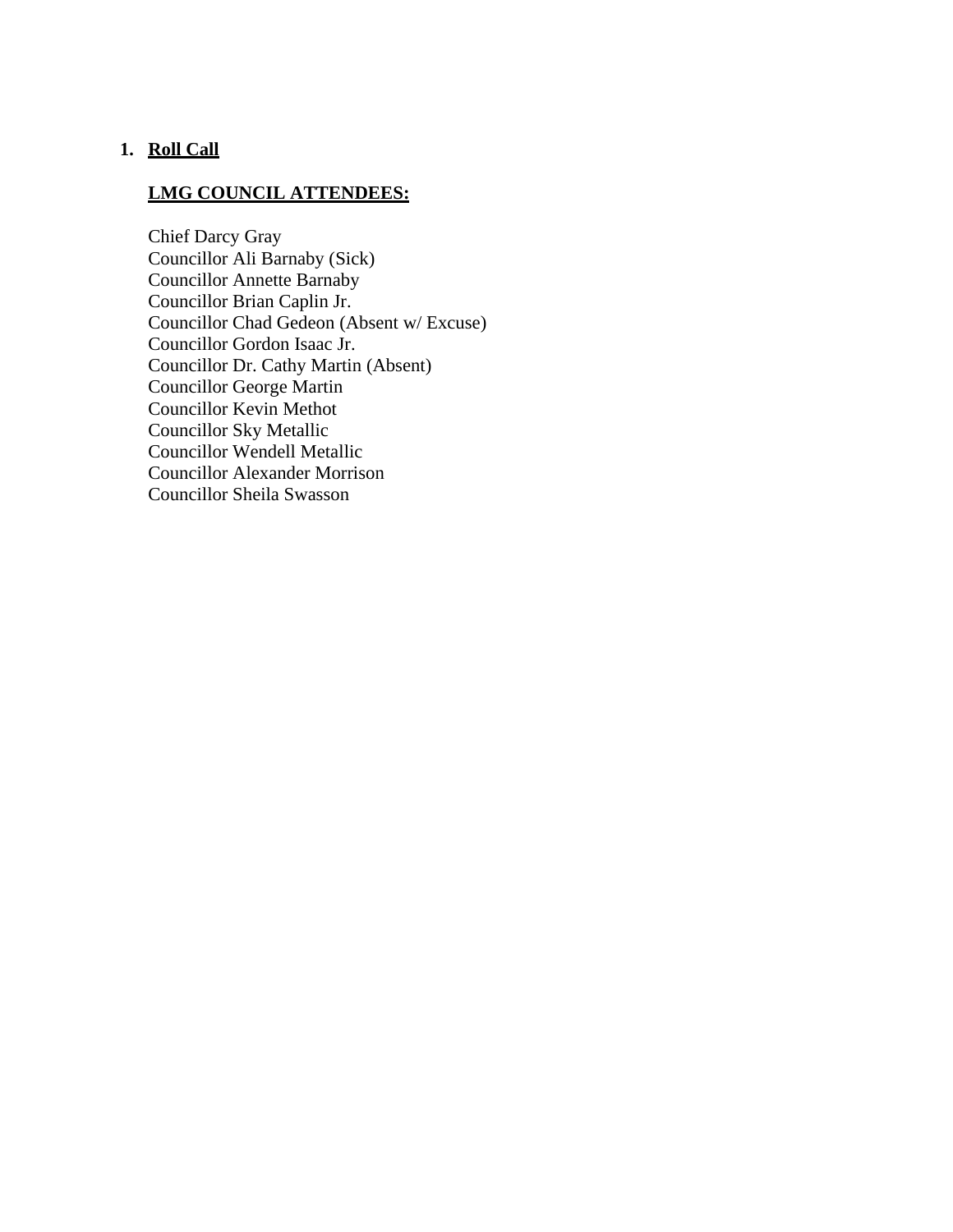1. **Roll Call**

**LMG COUNCIL ATTENDEES:**

Chief Darcy Gray
Councillor Ali Barnaby (Sick)
Councillor Annette Barnaby
Councillor Brian Caplin Jr.
Councillor Chad Gedeon (Absent w/ Excuse)
Councillor Gordon Isaac Jr.
Councillor Dr. Cathy Martin (Absent)
Councillor George Martin
Councillor Kevin Methot
Councillor Sky Metallic
Councillor Wendell Metallic
Councillor Alexander Morrison
Councillor Sheila Swasson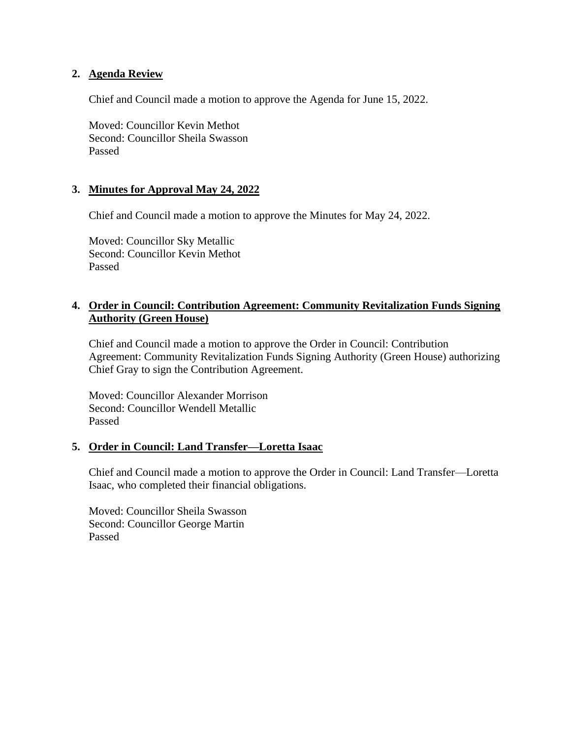## 2. Agenda Review

Chief and Council made a motion to approve the Agenda for June 15, 2022.

Moved: Councillor Kevin Methot
Second: Councillor Sheila Swasson
Passed

## 3. Minutes for Approval May 24, 2022

Chief and Council made a motion to approve the Minutes for May 24, 2022.

Moved: Councillor Sky Metallic
Second: Councillor Kevin Methot
Passed

## 4. Order in Council: Contribution Agreement: Community Revitalization Funds Signing Authority (Green House)

Chief and Council made a motion to approve the Order in Council: Contribution Agreement: Community Revitalization Funds Signing Authority (Green House) authorizing Chief Gray to sign the Contribution Agreement.

Moved: Councillor Alexander Morrison
Second: Councillor Wendell Metallic
Passed

## 5. Order in Council: Land Transfer—Loretta Isaac

Chief and Council made a motion to approve the Order in Council: Land Transfer—Loretta Isaac, who completed their financial obligations.

Moved: Councillor Sheila Swasson
Second: Councillor George Martin
Passed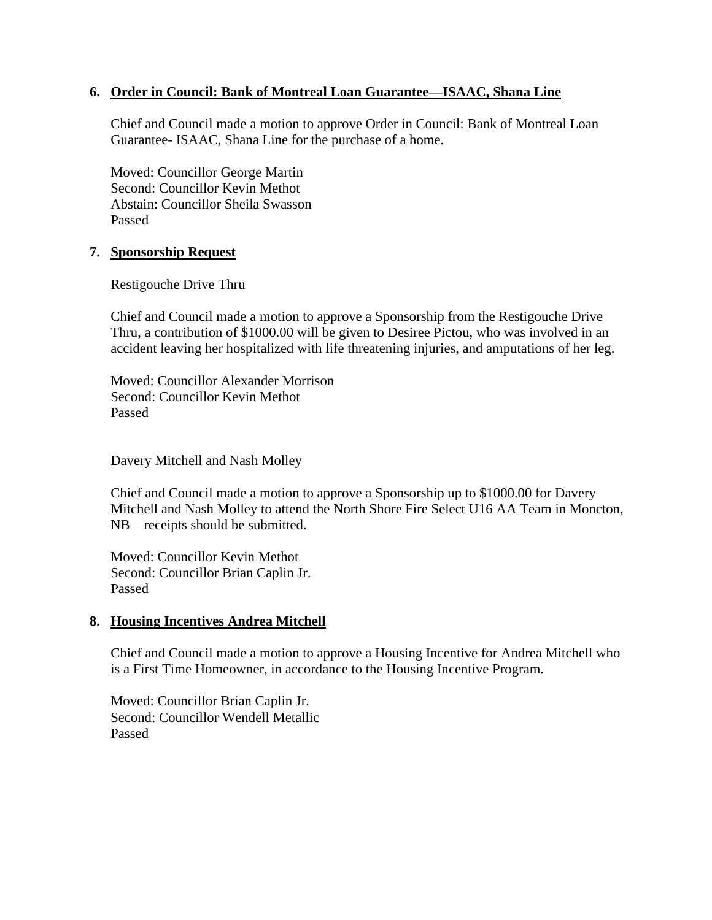6. **Order in Council: Bank of Montreal Loan Guarantee—ISAAC, Shana Line**

   Chief and Council made a motion to approve Order in Council: Bank of Montreal Loan Guarantee- ISAAC, Shana Line for the purchase of a home.

   Moved: Councillor George Martin
   Second: Councillor Kevin Methot
   Abstain: Councillor Sheila Swasson
   Passed

7. **Sponsorship Request**

   Restigouche Drive Thru

   Chief and Council made a motion to approve a Sponsorship from the Restigouche Drive Thru, a contribution of $1000.00 will be given to Desiree Pictou, who was involved in an accident leaving her hospitalized with life threatening injuries, and amputations of her leg.

   Moved: Councillor Alexander Morrison
   Second: Councillor Kevin Methot
   Passed

   Davery Mitchell and Nash Molley

   Chief and Council made a motion to approve a Sponsorship up to $1000.00 for Davery Mitchell and Nash Molley to attend the North Shore Fire Select U16 AA Team in Moncton, NB—receipts should be submitted.

   Moved: Councillor Kevin Methot
   Second: Councillor Brian Caplin Jr.
   Passed

8. **Housing Incentives Andrea Mitchell**

   Chief and Council made a motion to approve a Housing Incentive for Andrea Mitchell who is a First Time Homeowner, in accordance to the Housing Incentive Program.

   Moved: Councillor Brian Caplin Jr.
   Second: Councillor Wendell Metallic
   Passed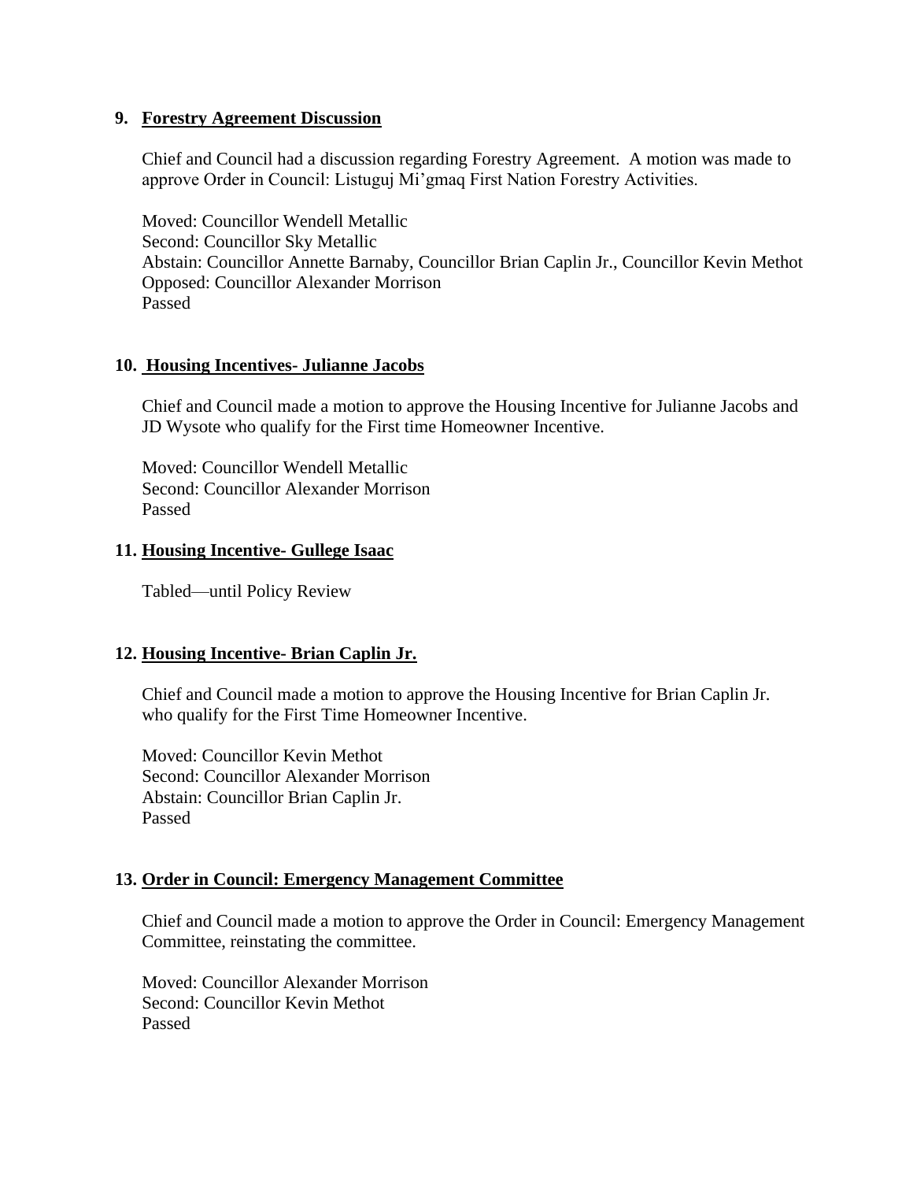## 9. Forestry Agreement Discussion

Chief and Council had a discussion regarding Forestry Agreement. A motion was made to approve Order in Council: Listuguj Mi'gmaq First Nation Forestry Activities.

Moved: Councillor Wendell Metallic
Second: Councillor Sky Metallic
Abstain: Councillor Annette Barnaby, Councillor Brian Caplin Jr., Councillor Kevin Methot
Opposed: Councillor Alexander Morrison
Passed

## 10. Housing Incentives- Julianne Jacobs

Chief and Council made a motion to approve the Housing Incentive for Julianne Jacobs and JD Wysote who qualify for the First time Homeowner Incentive.

Moved: Councillor Wendell Metallic
Second: Councillor Alexander Morrison
Passed

## 11. Housing Incentive- Gullege Isaac

Tabled—until Policy Review

## 12. Housing Incentive- Brian Caplin Jr.

Chief and Council made a motion to approve the Housing Incentive for Brian Caplin Jr. who qualify for the First Time Homeowner Incentive.

Moved: Councillor Kevin Methot
Second: Councillor Alexander Morrison
Abstain: Councillor Brian Caplin Jr.
Passed

## 13. Order in Council: Emergency Management Committee

Chief and Council made a motion to approve the Order in Council: Emergency Management Committee, reinstating the committee.

Moved: Councillor Alexander Morrison
Second: Councillor Kevin Methot
Passed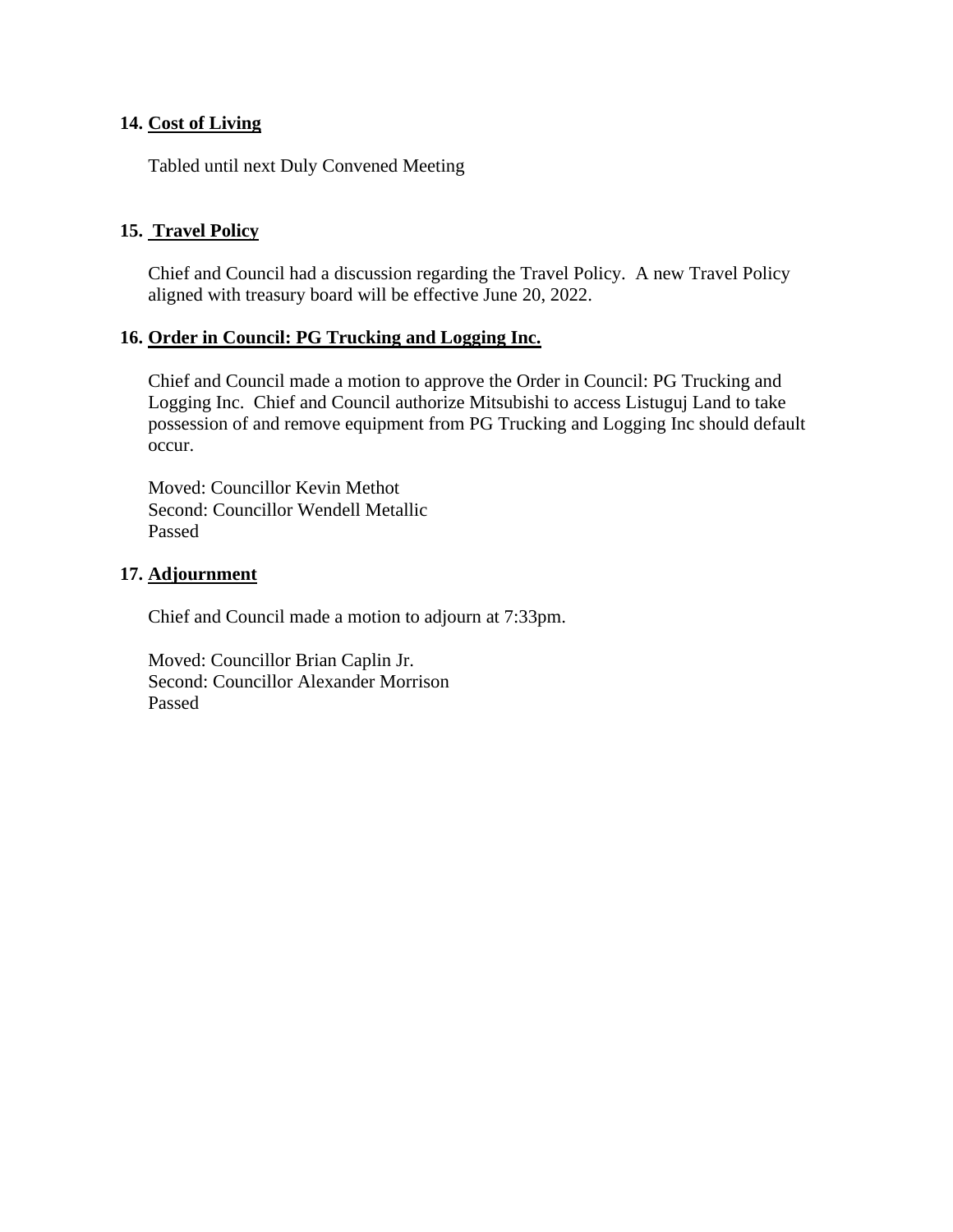**14. Cost of Living**

Tabled until next Duly Convened Meeting

**15. Travel Policy**

Chief and Council had a discussion regarding the Travel Policy. A new Travel Policy aligned with treasury board will be effective June 20, 2022.

**16. Order in Council: PG Trucking and Logging Inc.**

Chief and Council made a motion to approve the Order in Council: PG Trucking and Logging Inc. Chief and Council authorize Mitsubishi to access Listuguj Land to take possession of and remove equipment from PG Trucking and Logging Inc should default occur.

Moved: Councillor Kevin Methot
Second: Councillor Wendell Metallic
Passed

**17. Adjournment**

Chief and Council made a motion to adjourn at 7:33pm.

Moved: Councillor Brian Caplin Jr.
Second: Councillor Alexander Morrison
Passed